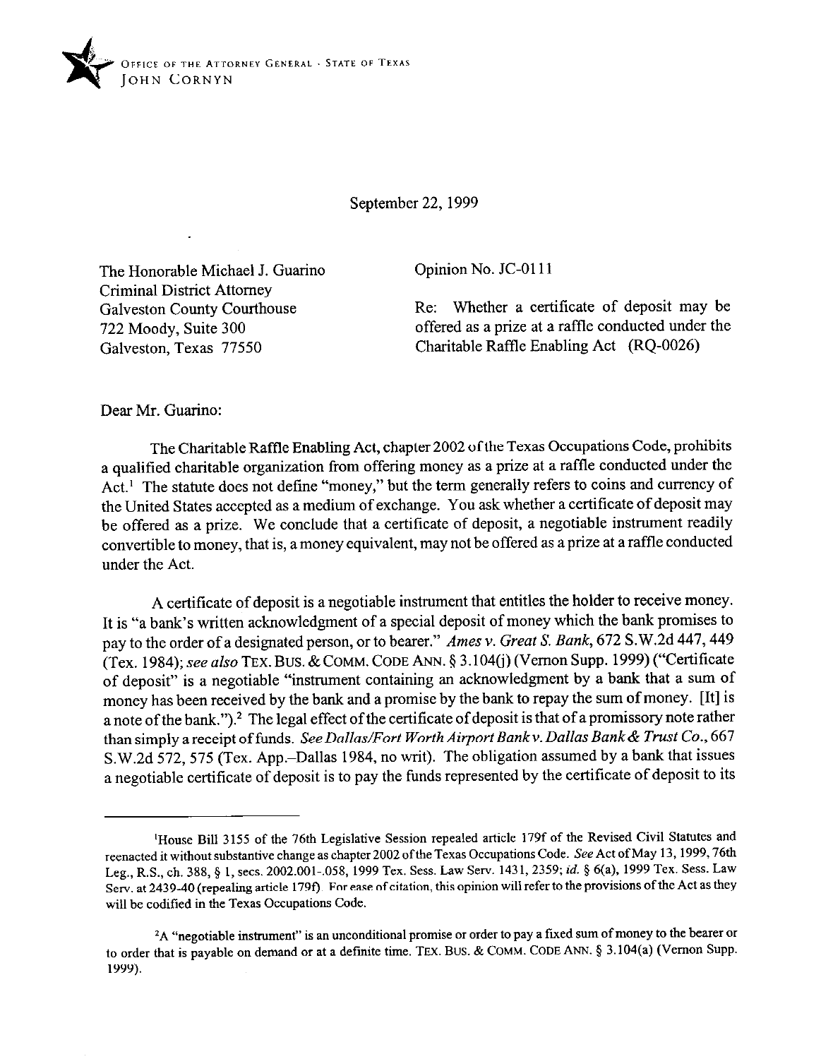OFFICE OF THE ATTORNEY GENERAL · STATE OF TEXAS
JOHN CORNYN

September 22, 1999

The Honorable Michael J. Guarino
Criminal District Attorney
Galveston County Courthouse
722 Moody, Suite 300
Galveston, Texas 77550

Opinion No. JC-0111

Re: Whether a certificate of deposit may be offered as a prize at a raffle conducted under the Charitable Raffle Enabling Act (RQ-0026)

Dear Mr. Guarino:

The Charitable Raffle Enabling Act, chapter 2002 of the Texas Occupations Code, prohibits a qualified charitable organization from offering money as a prize at a raffle conducted under the Act.[1] The statute does not define "money," but the term generally refers to coins and currency of the United States accepted as a medium of exchange. You ask whether a certificate of deposit may be offered as a prize. We conclude that a certificate of deposit, a negotiable instrument readily convertible to money, that is, a money equivalent, may not be offered as a prize at a raffle conducted under the Act.

A certificate of deposit is a negotiable instrument that entitles the holder to receive money. It is "a bank's written acknowledgment of a special deposit of money which the bank promises to pay to the order of a designated person, or to bearer." *Ames v. Great S. Bank*, 672 S.W.2d 447, 449 (Tex. 1984); *see also* TEX. BUS. & COMM. CODE ANN. § 3.104(j) (Vernon Supp. 1999) ("Certificate of deposit" is a negotiable "instrument containing an acknowledgment by a bank that a sum of money has been received by the bank and a promise by the bank to repay the sum of money. [It] is a note of the bank.").[2] The legal effect of the certificate of deposit is that of a promissory note rather than simply a receipt of funds. *See Dallas/Fort Worth Airport Bank v. Dallas Bank & Trust Co.*, 667 S.W.2d 572, 575 (Tex. App.–Dallas 1984, no writ). The obligation assumed by a bank that issues a negotiable certificate of deposit is to pay the funds represented by the certificate of deposit to its

---

[1]House Bill 3155 of the 76th Legislative Session repealed article 179f of the Revised Civil Statutes and reenacted it without substantive change as chapter 2002 of the Texas Occupations Code. *See* Act of May 13, 1999, 76th Leg., R.S., ch. 388, § 1, secs. 2002.001-.058, 1999 Tex. Sess. Law Serv. 1431, 2359; *id.* § 6(a), 1999 Tex. Sess. Law Serv. at 2439-40 (repealing article 179f). For ease of citation, this opinion will refer to the provisions of the Act as they will be codified in the Texas Occupations Code.

[2]A "negotiable instrument" is an unconditional promise or order to pay a fixed sum of money to the bearer or to order that is payable on demand or at a definite time. TEX. BUS. & COMM. CODE ANN. § 3.104(a) (Vernon Supp. 1999).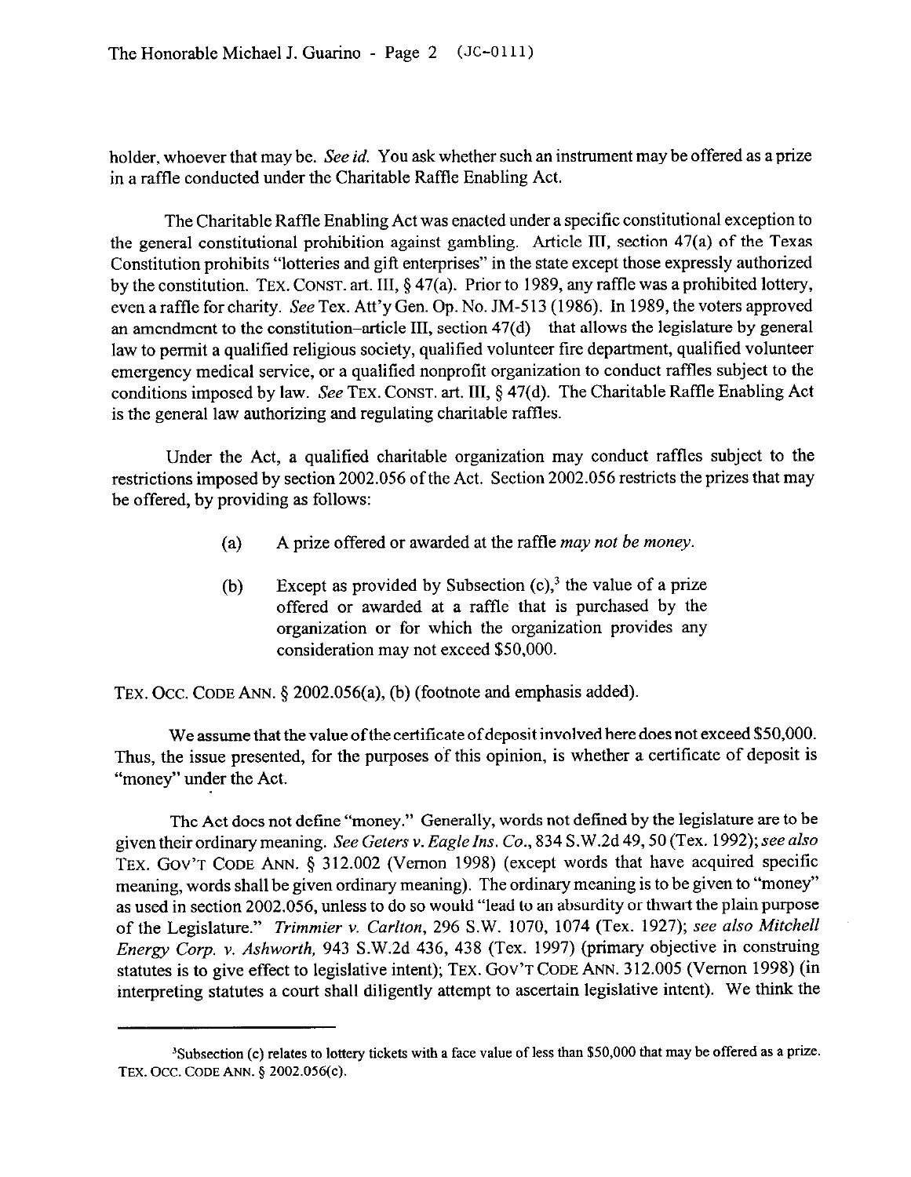holder, whoever that may be. *See id.* You ask whether such an instrument may be offered as a prize in a raffle conducted under the Charitable Raffle Enabling Act.

The Charitable Raffle Enabling Act was enacted under a specific constitutional exception to the general constitutional prohibition against gambling. Article III, section 47(a) of the Texas Constitution prohibits "lotteries and gift enterprises" in the state except those expressly authorized by the constitution. TEX. CONST. art. III, § 47(a). Prior to 1989, any raffle was a prohibited lottery, even a raffle for charity. *See* Tex. Att'y Gen. Op. No. JM-513 (1986). In 1989, the voters approved an amendment to the constitution–article III, section 47(d) that allows the legislature by general law to permit a qualified religious society, qualified volunteer fire department, qualified volunteer emergency medical service, or a qualified nonprofit organization to conduct raffles subject to the conditions imposed by law. *See* TEX. CONST. art. III, § 47(d). The Charitable Raffle Enabling Act is the general law authorizing and regulating charitable raffles.

Under the Act, a qualified charitable organization may conduct raffles subject to the restrictions imposed by section 2002.056 of the Act. Section 2002.056 restricts the prizes that may be offered, by providing as follows:

> (a) A prize offered or awarded at the raffle *may not be money*.
>
> (b) Except as provided by Subsection (c),[3] the value of a prize offered or awarded at a raffle that is purchased by the organization or for which the organization provides any consideration may not exceed $50,000.

TEX. OCC. CODE ANN. § 2002.056(a), (b) (footnote and emphasis added).

We assume that the value of the certificate of deposit involved here does not exceed $50,000. Thus, the issue presented, for the purposes of this opinion, is whether a certificate of deposit is "money" under the Act.

The Act does not define "money." Generally, words not defined by the legislature are to be given their ordinary meaning. *See Geters v. Eagle Ins. Co.*, 834 S.W.2d 49, 50 (Tex. 1992); *see also* TEX. GOV'T CODE ANN. § 312.002 (Vernon 1998) (except words that have acquired specific meaning, words shall be given ordinary meaning). The ordinary meaning is to be given to "money" as used in section 2002.056, unless to do so would "lead to an absurdity or thwart the plain purpose of the Legislature." *Trimmier v. Carlton*, 296 S.W. 1070, 1074 (Tex. 1927); *see also Mitchell Energy Corp. v. Ashworth*, 943 S.W.2d 436, 438 (Tex. 1997) (primary objective in construing statutes is to give effect to legislative intent); TEX. GOV'T CODE ANN. 312.005 (Vernon 1998) (in interpreting statutes a court shall diligently attempt to ascertain legislative intent). We think the

---

[3]Subsection (c) relates to lottery tickets with a face value of less than $50,000 that may be offered as a prize. TEX. OCC. CODE ANN. § 2002.056(c).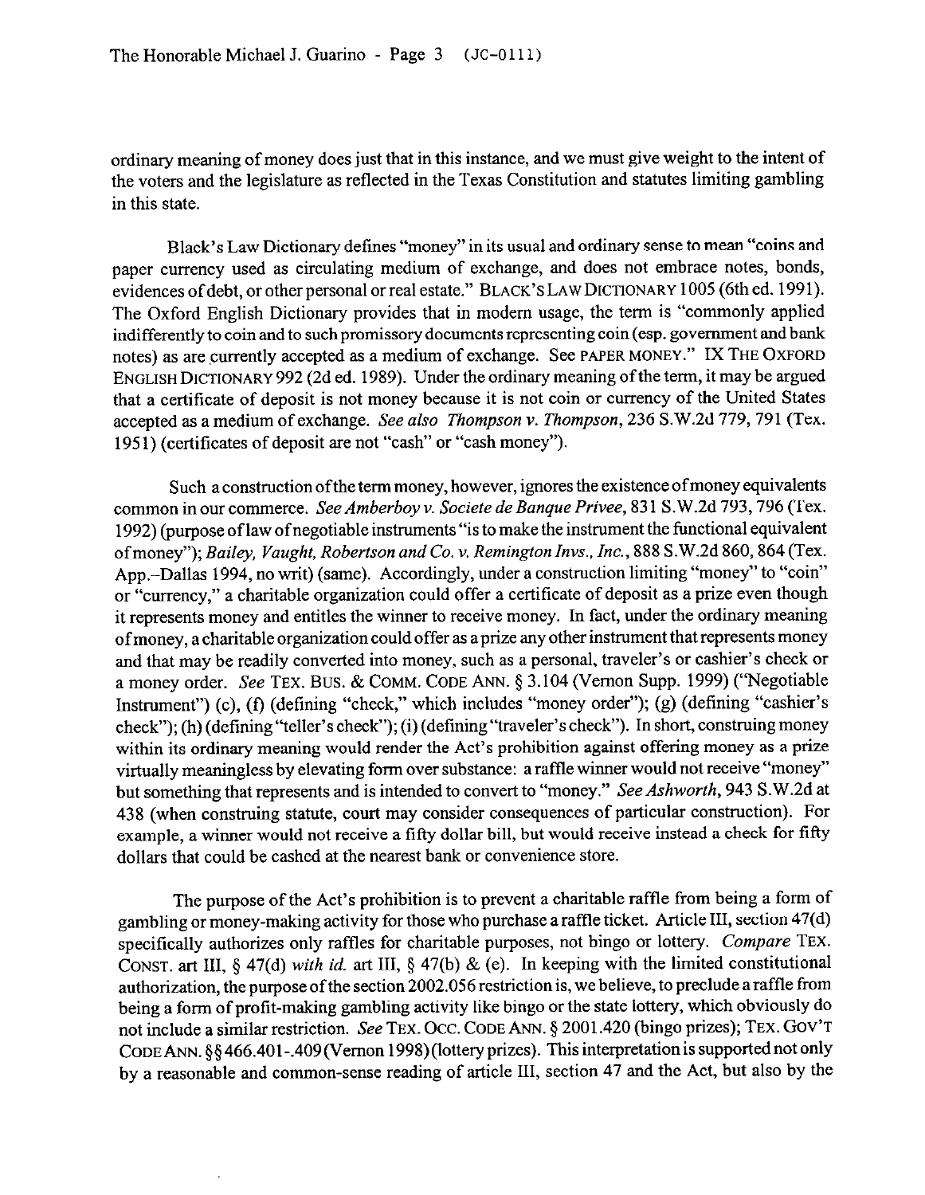ordinary meaning of money does just that in this instance, and we must give weight to the intent of the voters and the legislature as reflected in the Texas Constitution and statutes limiting gambling in this state.

Black's Law Dictionary defines "money" in its usual and ordinary sense to mean "coins and paper currency used as circulating medium of exchange, and does not embrace notes, bonds, evidences of debt, or other personal or real estate." BLACK'S LAW DICTIONARY 1005 (6th ed. 1991). The Oxford English Dictionary provides that in modern usage, the term is "commonly applied indifferently to coin and to such promissory documents representing coin (esp. government and bank notes) as are currently accepted as a medium of exchange. See PAPER MONEY." IX THE OXFORD ENGLISH DICTIONARY 992 (2d ed. 1989). Under the ordinary meaning of the term, it may be argued that a certificate of deposit is not money because it is not coin or currency of the United States accepted as a medium of exchange. *See also Thompson v. Thompson*, 236 S.W.2d 779, 791 (Tex. 1951) (certificates of deposit are not "cash" or "cash money").

Such a construction of the term money, however, ignores the existence of money equivalents common in our commerce. *See Amberboy v. Societe de Banque Privee*, 831 S.W.2d 793, 796 (Tex. 1992) (purpose of law of negotiable instruments "is to make the instrument the functional equivalent of money"); *Bailey, Vaught, Robertson and Co. v. Remington Invs., Inc.*, 888 S.W.2d 860, 864 (Tex. App.–Dallas 1994, no writ) (same). Accordingly, under a construction limiting "money" to "coin" or "currency," a charitable organization could offer a certificate of deposit as a prize even though it represents money and entitles the winner to receive money. In fact, under the ordinary meaning of money, a charitable organization could offer as a prize any other instrument that represents money and that may be readily converted into money, such as a personal, traveler's or cashier's check or a money order. *See* TEX. BUS. & COMM. CODE ANN. § 3.104 (Vernon Supp. 1999) ("Negotiable Instrument") (c), (f) (defining "check," which includes "money order"); (g) (defining "cashier's check"); (h) (defining "teller's check"); (i) (defining "traveler's check"). In short, construing money within its ordinary meaning would render the Act's prohibition against offering money as a prize virtually meaningless by elevating form over substance: a raffle winner would not receive "money" but something that represents and is intended to convert to "money." *See Ashworth*, 943 S.W.2d at 438 (when construing statute, court may consider consequences of particular construction). For example, a winner would not receive a fifty dollar bill, but would receive instead a check for fifty dollars that could be cashed at the nearest bank or convenience store.

The purpose of the Act's prohibition is to prevent a charitable raffle from being a form of gambling or money-making activity for those who purchase a raffle ticket. Article III, section 47(d) specifically authorizes only raffles for charitable purposes, not bingo or lottery. *Compare* TEX. CONST. art III, § 47(d) *with id.* art III, § 47(b) & (e). In keeping with the limited constitutional authorization, the purpose of the section 2002.056 restriction is, we believe, to preclude a raffle from being a form of profit-making gambling activity like bingo or the state lottery, which obviously do not include a similar restriction. *See* TEX. OCC. CODE ANN. § 2001.420 (bingo prizes); TEX. GOV'T CODE ANN. §§ 466.401-.409 (Vernon 1998) (lottery prizes). This interpretation is supported not only by a reasonable and common-sense reading of article III, section 47 and the Act, but also by the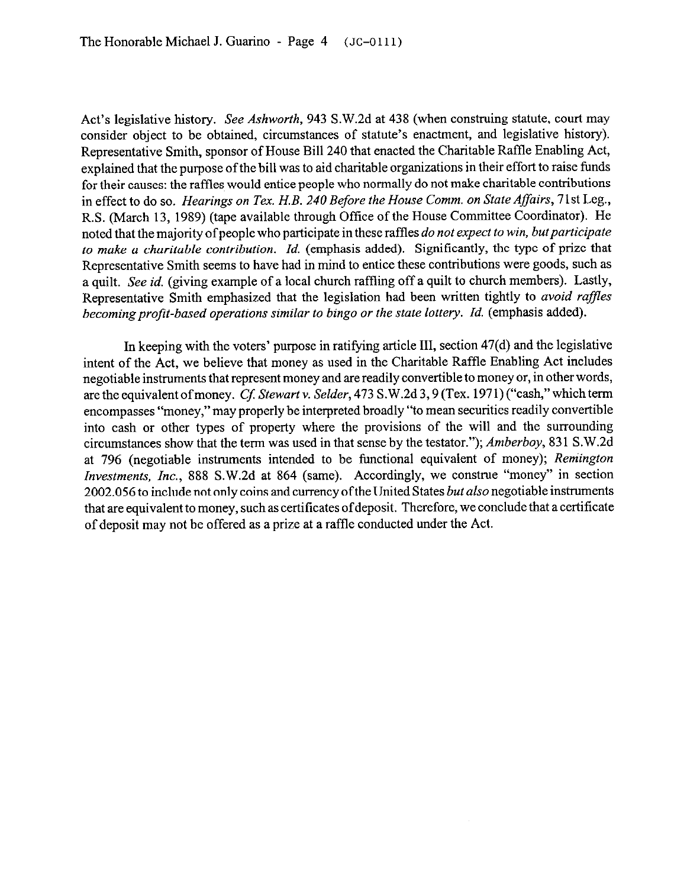Act's legislative history. *See Ashworth*, 943 S.W.2d at 438 (when construing statute, court may consider object to be obtained, circumstances of statute's enactment, and legislative history). Representative Smith, sponsor of House Bill 240 that enacted the Charitable Raffle Enabling Act, explained that the purpose of the bill was to aid charitable organizations in their effort to raise funds for their causes: the raffles would entice people who normally do not make charitable contributions in effect to do so. *Hearings on Tex. H.B. 240 Before the House Comm. on State Affairs*, 71st Leg., R.S. (March 13, 1989) (tape available through Office of the House Committee Coordinator). He noted that the majority of people who participate in these raffles *do not expect to win, but participate to make a charitable contribution*. *Id.* (emphasis added). Significantly, the type of prize that Representative Smith seems to have had in mind to entice these contributions were goods, such as a quilt. *See id.* (giving example of a local church raffling off a quilt to church members). Lastly, Representative Smith emphasized that the legislation had been written tightly to *avoid raffles becoming profit-based operations similar to bingo or the state lottery*. *Id.* (emphasis added).

In keeping with the voters' purpose in ratifying article III, section 47(d) and the legislative intent of the Act, we believe that money as used in the Charitable Raffle Enabling Act includes negotiable instruments that represent money and are readily convertible to money or, in other words, are the equivalent of money. *Cf. Stewart v. Selder*, 473 S.W.2d 3, 9 (Tex. 1971) ("cash," which term encompasses "money," may properly be interpreted broadly "to mean securities readily convertible into cash or other types of property where the provisions of the will and the surrounding circumstances show that the term was used in that sense by the testator."); *Amberboy*, 831 S.W.2d at 796 (negotiable instruments intended to be functional equivalent of money); *Remington Investments, Inc.*, 888 S.W.2d at 864 (same). Accordingly, we construe "money" in section 2002.056 to include not only coins and currency of the United States *but also* negotiable instruments that are equivalent to money, such as certificates of deposit. Therefore, we conclude that a certificate of deposit may not be offered as a prize at a raffle conducted under the Act.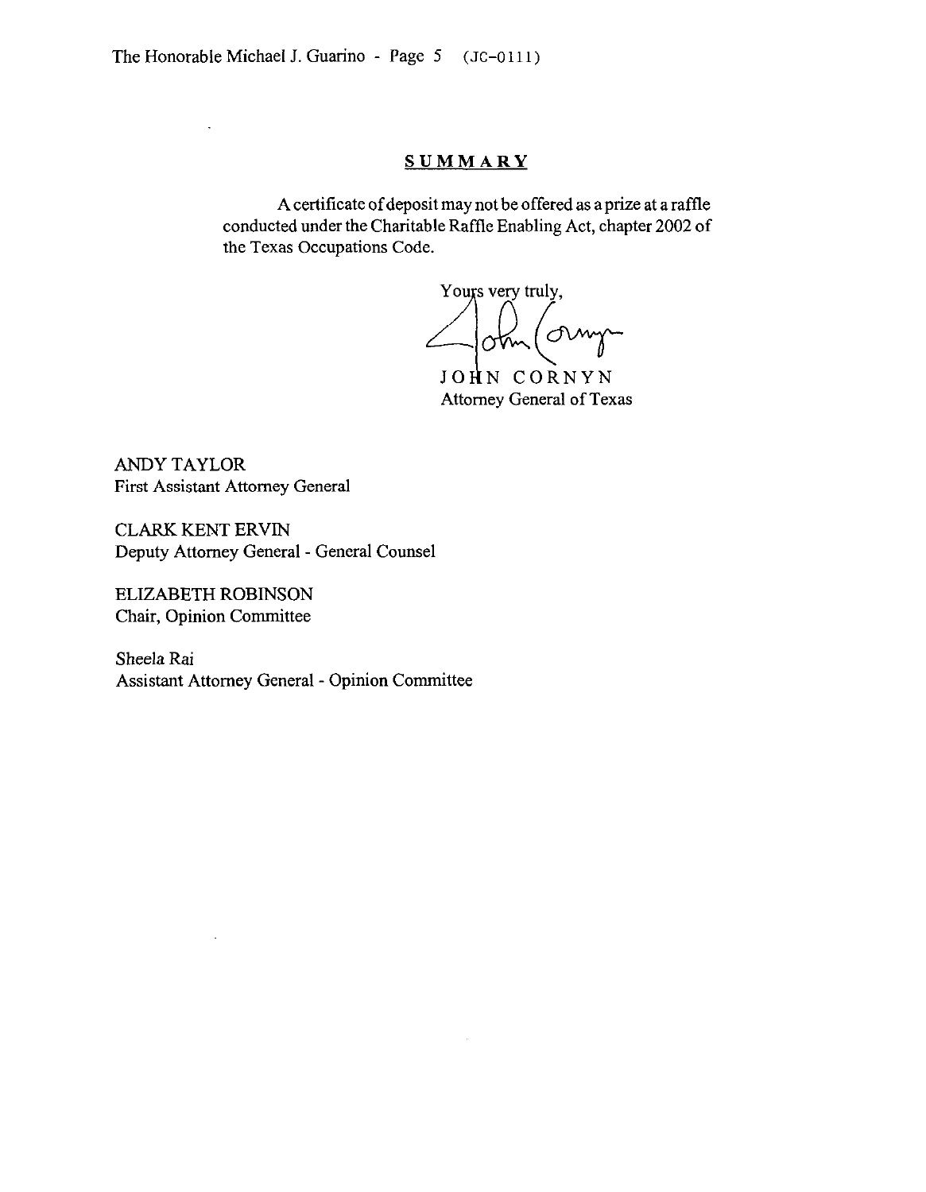## SUMMARY

A certificate of deposit may not be offered as a prize at a raffle conducted under the Charitable Raffle Enabling Act, chapter 2002 of the Texas Occupations Code.

Yours very truly,

JOHN CORNYN
Attorney General of Texas

ANDY TAYLOR
First Assistant Attorney General

CLARK KENT ERVIN
Deputy Attorney General - General Counsel

ELIZABETH ROBINSON
Chair, Opinion Committee

Sheela Rai
Assistant Attorney General - Opinion Committee